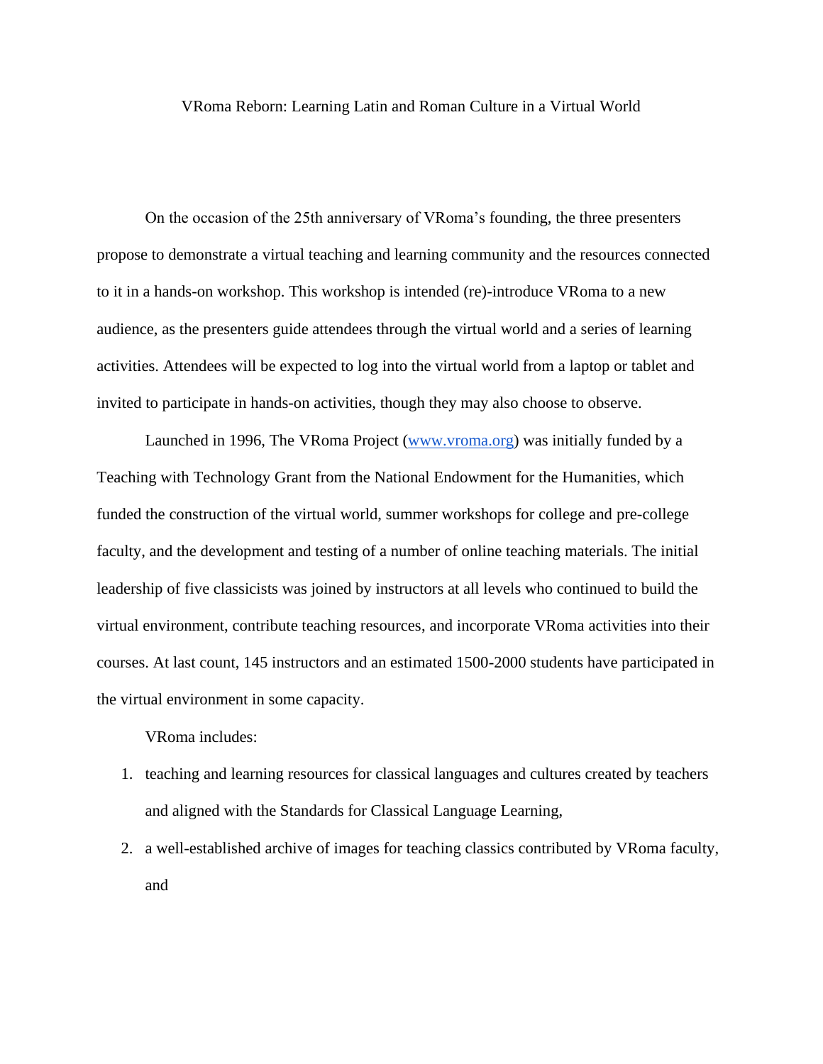# VRoma Reborn: Learning Latin and Roman Culture in a Virtual World

On the occasion of the 25th anniversary of VRoma's founding, the three presenters propose to demonstrate a virtual teaching and learning community and the resources connected to it in a hands-on workshop. This workshop is intended (re)-introduce VRoma to a new audience, as the presenters guide attendees through the virtual world and a series of learning activities. Attendees will be expected to log into the virtual world from a laptop or tablet and invited to participate in hands-on activities, though they may also choose to observe.

Launched in 1996, The VRoma Project ([www.vroma.org](www.vroma.org)) was initially funded by a Teaching with Technology Grant from the National Endowment for the Humanities, which funded the construction of the virtual world, summer workshops for college and pre-college faculty, and the development and testing of a number of online teaching materials. The initial leadership of five classicists was joined by instructors at all levels who continued to build the virtual environment, contribute teaching resources, and incorporate VRoma activities into their courses. At last count, 145 instructors and an estimated 1500-2000 students have participated in the virtual environment in some capacity.

VRoma includes:

1. teaching and learning resources for classical languages and cultures created by teachers and aligned with the Standards for Classical Language Learning,
2. a well-established archive of images for teaching classics contributed by VRoma faculty, and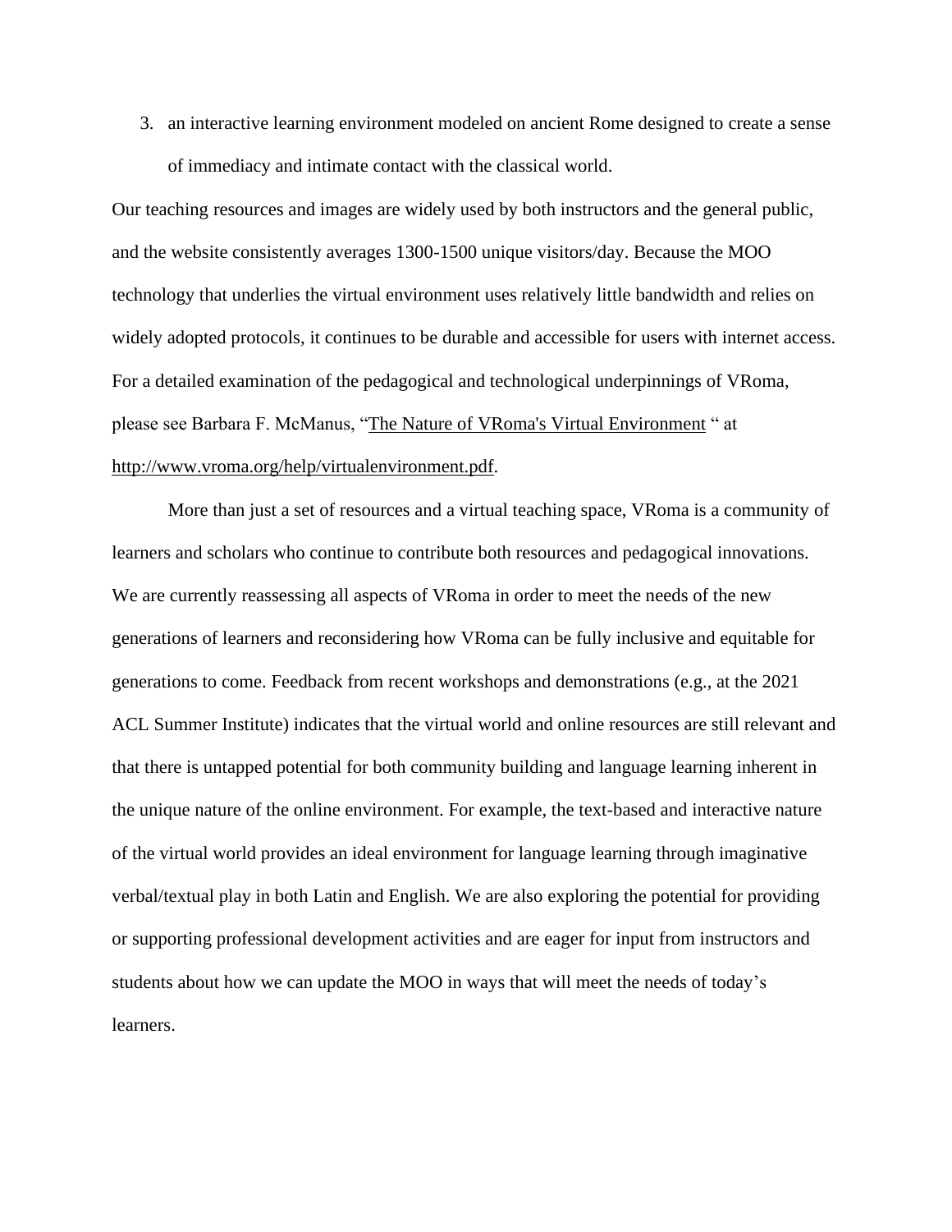3. an interactive learning environment modeled on ancient Rome designed to create a sense of immediacy and intimate contact with the classical world.

Our teaching resources and images are widely used by both instructors and the general public, and the website consistently averages 1300-1500 unique visitors/day. Because the MOO technology that underlies the virtual environment uses relatively little bandwidth and relies on widely adopted protocols, it continues to be durable and accessible for users with internet access. For a detailed examination of the pedagogical and technological underpinnings of VRoma, please see Barbara F. McManus, "[The Nature of VRoma's Virtual Environment](http://www.vroma.org/help/virtualenvironment.pdf) " at http://www.vroma.org/help/virtualenvironment.pdf.

More than just a set of resources and a virtual teaching space, VRoma is a community of learners and scholars who continue to contribute both resources and pedagogical innovations. We are currently reassessing all aspects of VRoma in order to meet the needs of the new generations of learners and reconsidering how VRoma can be fully inclusive and equitable for generations to come. Feedback from recent workshops and demonstrations (e.g., at the 2021 ACL Summer Institute) indicates that the virtual world and online resources are still relevant and that there is untapped potential for both community building and language learning inherent in the unique nature of the online environment. For example, the text-based and interactive nature of the virtual world provides an ideal environment for language learning through imaginative verbal/textual play in both Latin and English. We are also exploring the potential for providing or supporting professional development activities and are eager for input from instructors and students about how we can update the MOO in ways that will meet the needs of today's learners.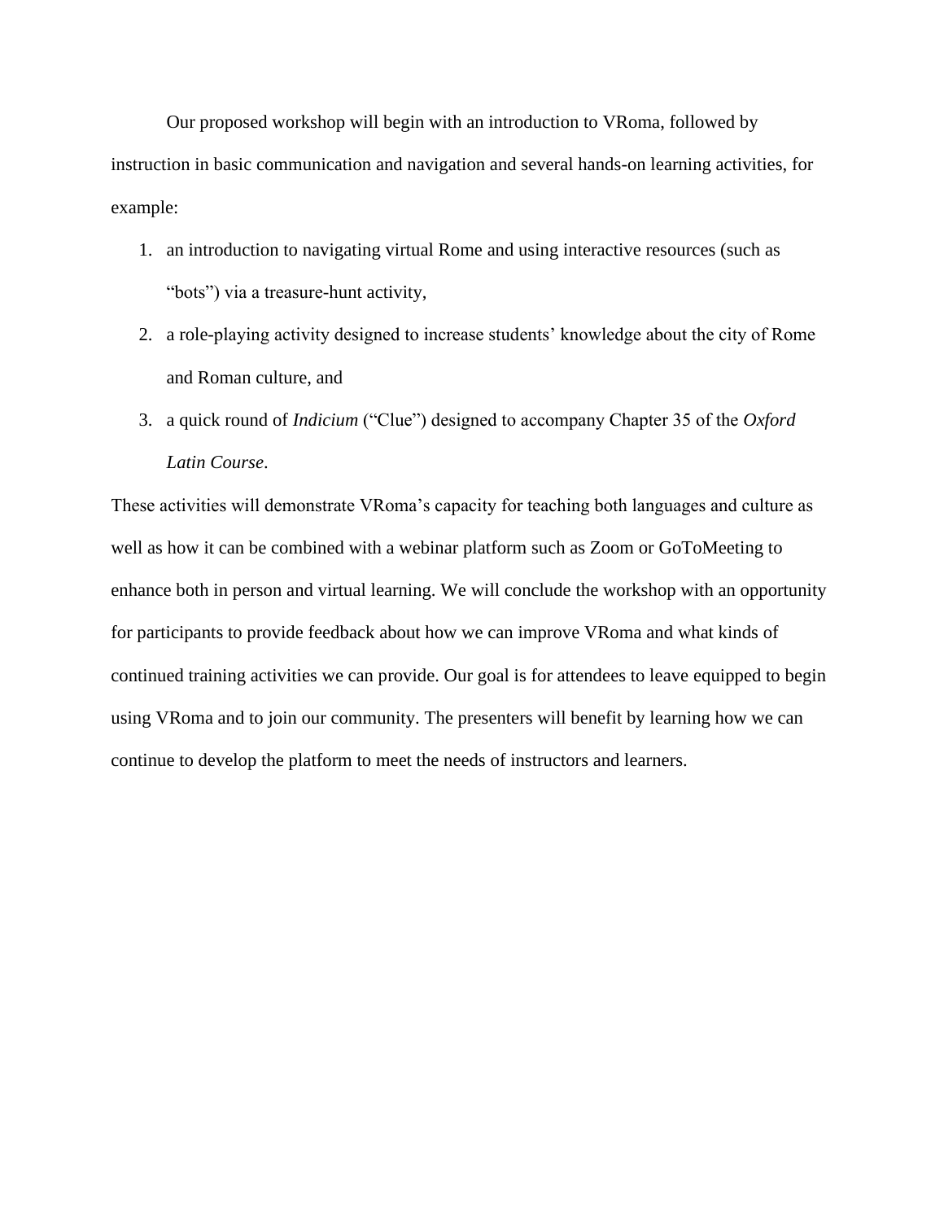Our proposed workshop will begin with an introduction to VRoma, followed by instruction in basic communication and navigation and several hands-on learning activities, for example:

1. an introduction to navigating virtual Rome and using interactive resources (such as "bots") via a treasure-hunt activity,
2. a role-playing activity designed to increase students' knowledge about the city of Rome and Roman culture, and
3. a quick round of *Indicium* ("Clue") designed to accompany Chapter 35 of the *Oxford Latin Course*.

These activities will demonstrate VRoma's capacity for teaching both languages and culture as well as how it can be combined with a webinar platform such as Zoom or GoToMeeting to enhance both in person and virtual learning. We will conclude the workshop with an opportunity for participants to provide feedback about how we can improve VRoma and what kinds of continued training activities we can provide. Our goal is for attendees to leave equipped to begin using VRoma and to join our community. The presenters will benefit by learning how we can continue to develop the platform to meet the needs of instructors and learners.